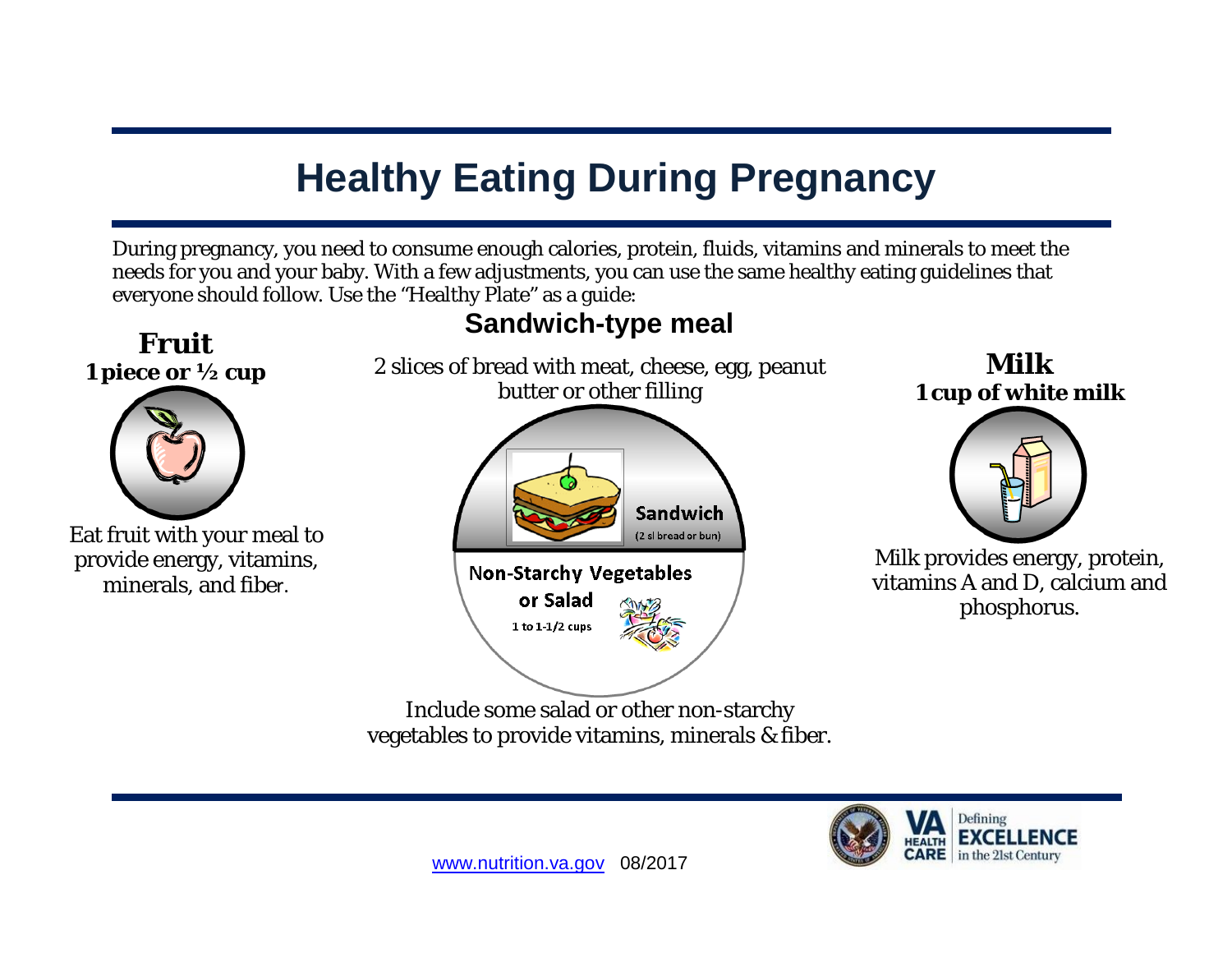# Healthy Eating During Pregnancy

During pregnancy, you need to consume enough calories, protein, fluids, vitamins and minerals to meet the needs for you and your baby. With a few adjustments, you can use the same healthy eating guidelines that everyone should follow. Use the "Healthy Plate" as a guide:

## Fruit

**1 piece or ½ cup**

Eat fruit with your meal to provide energy, vitamins, minerals, and fiber.

## Sandwich-type meal

2 slices of bread with meat, cheese, egg, peanut butter or other filling

**Sandwich** (2 sl bread or bun)

**Non-Starchy Vegetables or Salad** 1 to 1-1/2 cups

Include some salad or other non-starchy vegetables to provide vitamins, minerals & fiber.

## Milk

**1 cup of white milk**

Milk provides energy, protein, vitamins A and D, calcium and phosphorus.

www.nutrition.va.gov 08/2017

VA HEALTH CARE Defining EXCELLENCE in the 21st Century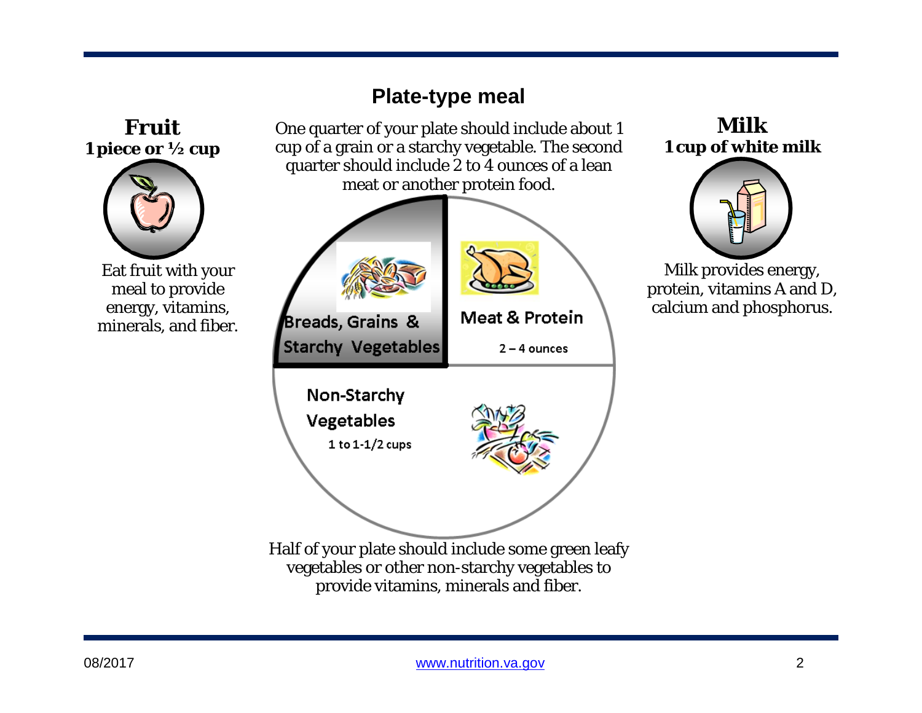# Plate-type meal

## Fruit

**1 piece or ½ cup**

Eat fruit with your meal to provide energy, vitamins, minerals, and fiber.

One quarter of your plate should include about 1 cup of a grain or a starchy vegetable. The second quarter should include 2 to 4 ounces of a lean meat or another protein food.

**Breads, Grains & Starchy Vegetables**

**Meat & Protein**

2 – 4 ounces

**Non-Starchy Vegetables**

1 to 1-1/2 cups

Half of your plate should include some green leafy vegetables or other non-starchy vegetables to provide vitamins, minerals and fiber.

## Milk

**1 cup of white milk**

Milk provides energy, protein, vitamins A and D, calcium and phosphorus.

08/2017

www.nutrition.va.gov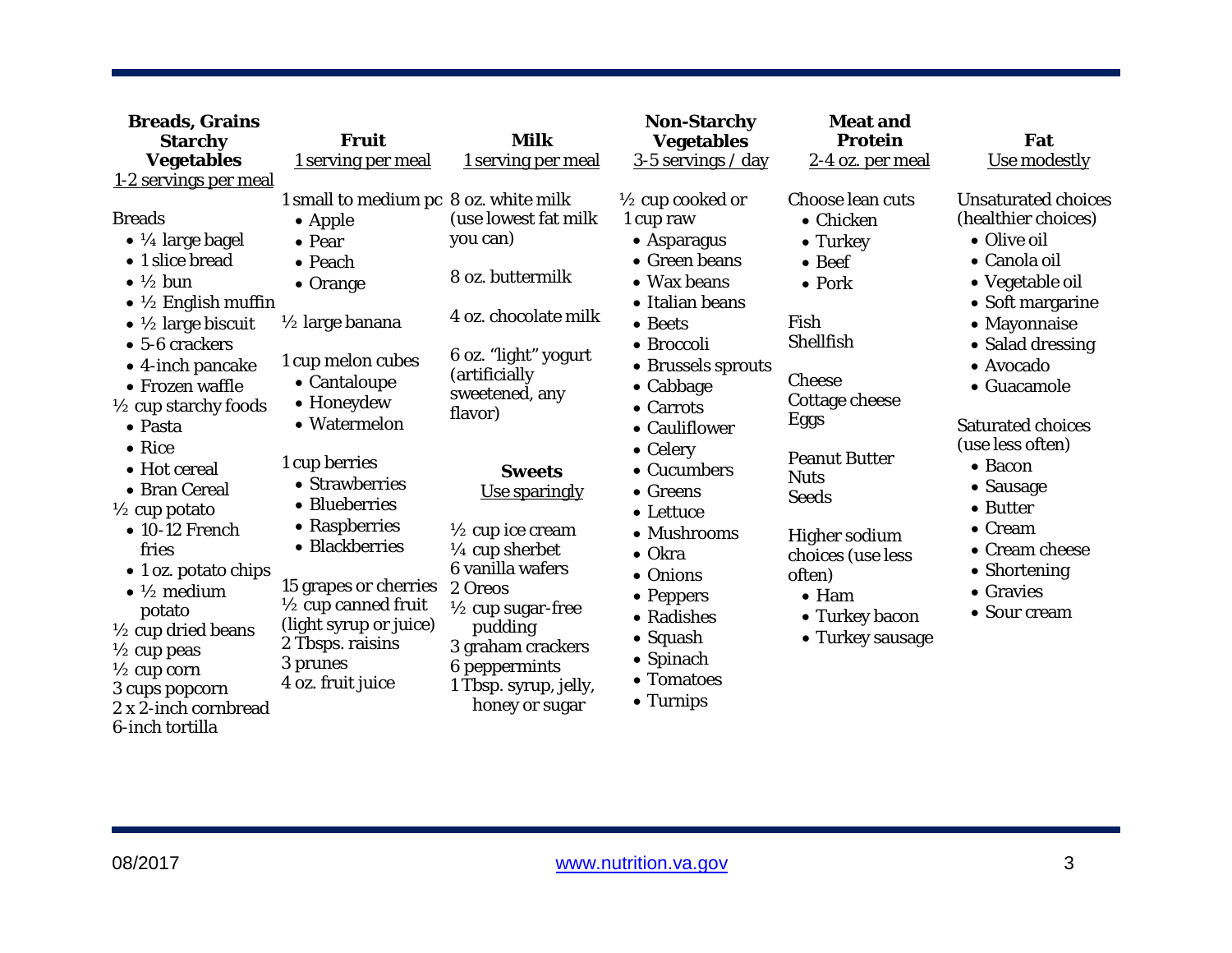## Breads, Grains Starchy Vegetables

1-2 servings per meal

Breads

- ¼ large bagel
- 1 slice bread
- ½ bun
- ½ English muffin
- ½ large biscuit
- 5-6 crackers
- 4-inch pancake
- Frozen waffle

½ cup starchy foods

- Pasta
- Rice
- Hot cereal
- Bran Cereal

½ cup potato

- 10-12 French fries
- 1 oz. potato chips
- ½ medium potato

½ cup dried beans
½ cup peas
½ cup corn
3 cups popcorn
2 x 2-inch cornbread
6-inch tortilla

## Fruit

1 serving per meal

1 small to medium pc

- Apple
- Pear
- Peach
- Orange

½ large banana

1 cup melon cubes

- Cantaloupe
- Honeydew
- Watermelon

1 cup berries

- Strawberries
- Blueberries
- Raspberries
- Blackberries

15 grapes or cherries
½ cup canned fruit (light syrup or juice)
2 Tbsps. raisins
3 prunes
4 oz. fruit juice

## Milk

1 serving per meal

8 oz. white milk (use lowest fat milk you can)

8 oz. buttermilk

4 oz. chocolate milk

6 oz. "light" yogurt (artificially sweetened, any flavor)

## Sweets

Use sparingly

½ cup ice cream
¼ cup sherbet
6 vanilla wafers
2 Oreos
½ cup sugar-free pudding
3 graham crackers
6 peppermints
1 Tbsp. syrup, jelly, honey or sugar

## Non-Starchy Vegetables

3-5 servings / day

½ cup cooked or 1 cup raw

- Asparagus
- Green beans
- Wax beans
- Italian beans
- Beets
- Broccoli
- Brussels sprouts
- Cabbage
- Carrots
- Cauliflower
- Celery
- Cucumbers
- Greens
- Lettuce
- Mushrooms
- Okra
- Onions
- Peppers
- Radishes
- Squash
- Spinach
- Tomatoes
- Turnips

## Meat and Protein

2-4 oz. per meal

Choose lean cuts

- Chicken
- Turkey
- Beef
- Pork

Fish
Shellfish

Cheese
Cottage cheese
Eggs

Peanut Butter
Nuts
Seeds

Higher sodium choices (use less often)

- Ham
- Turkey bacon
- Turkey sausage

## Fat

Use modestly

Unsaturated choices (healthier choices)

- Olive oil
- Canola oil
- Vegetable oil
- Soft margarine
- Mayonnaise
- Salad dressing
- Avocado
- Guacamole

Saturated choices (use less often)

- Bacon
- Sausage
- Butter
- Cream
- Cream cheese
- Shortening
- Gravies
- Sour cream

08/2017 www.nutrition.va.gov